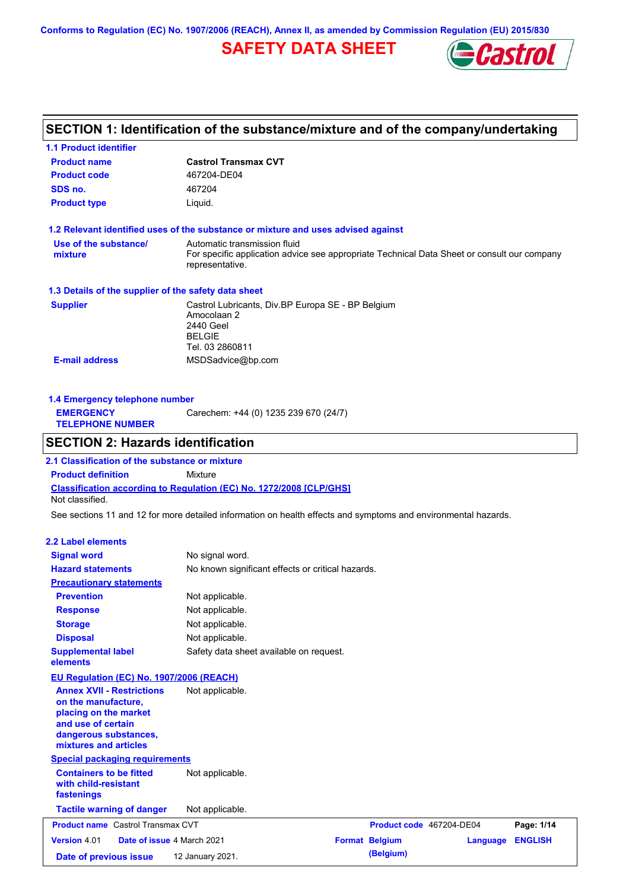Conforms to Regulation (EC) No. 1907/2006 (REACH), Annex II, as amended by Commission Regulation (EU) 2015/830

# SAFETY DATA SHEET

## SECTION 1: Identification of the substance/mixture and of the company/undertaking

### 1.1 Product identifier

| | |
|---|---|
| **Product name** | **Castrol Transmax CVT** |
| **Product code** | 467204-DE04 |
| **SDS no.** | 467204 |
| **Product type** | Liquid. |

### 1.2 Relevant identified uses of the substance or mixture and uses advised against

| | |
|---|---|
| **Use of the substance/ mixture** | Automatic transmission fluid<br>For specific application advice see appropriate Technical Data Sheet or consult our company representative. |

### 1.3 Details of the supplier of the safety data sheet

| | |
|---|---|
| **Supplier** | Castrol Lubricants, Div.BP Europa SE - BP Belgium<br>Amocolaan 2<br>2440 Geel<br>BELGIE<br>Tel. 03 2860811 |
| **E-mail address** | MSDSadvice@bp.com |

### 1.4 Emergency telephone number

| | |
|---|---|
| **EMERGENCY TELEPHONE NUMBER** | Carechem: +44 (0) 1235 239 670 (24/7) |

## SECTION 2: Hazards identification

### 2.1 Classification of the substance or mixture

**Product definition** Mixture

**Classification according to Regulation (EC) No. 1272/2008 [CLP/GHS]**

Not classified.

See sections 11 and 12 for more detailed information on health effects and symptoms and environmental hazards.

### 2.2 Label elements

| | |
|---|---|
| **Signal word** | No signal word. |
| **Hazard statements** | No known significant effects or critical hazards. |

**Precautionary statements**

| | |
|---|---|
| **Prevention** | Not applicable. |
| **Response** | Not applicable. |
| **Storage** | Not applicable. |
| **Disposal** | Not applicable. |
| **Supplemental label elements** | Safety data sheet available on request. |

**EU Regulation (EC) No. 1907/2006 (REACH)**

| | |
|---|---|
| **Annex XVII - Restrictions on the manufacture, placing on the market and use of certain dangerous substances, mixtures and articles** | Not applicable. |

**Special packaging requirements**

| | |
|---|---|
| **Containers to be fitted with child-resistant fastenings** | Not applicable. |
| **Tactile warning of danger** | Not applicable. |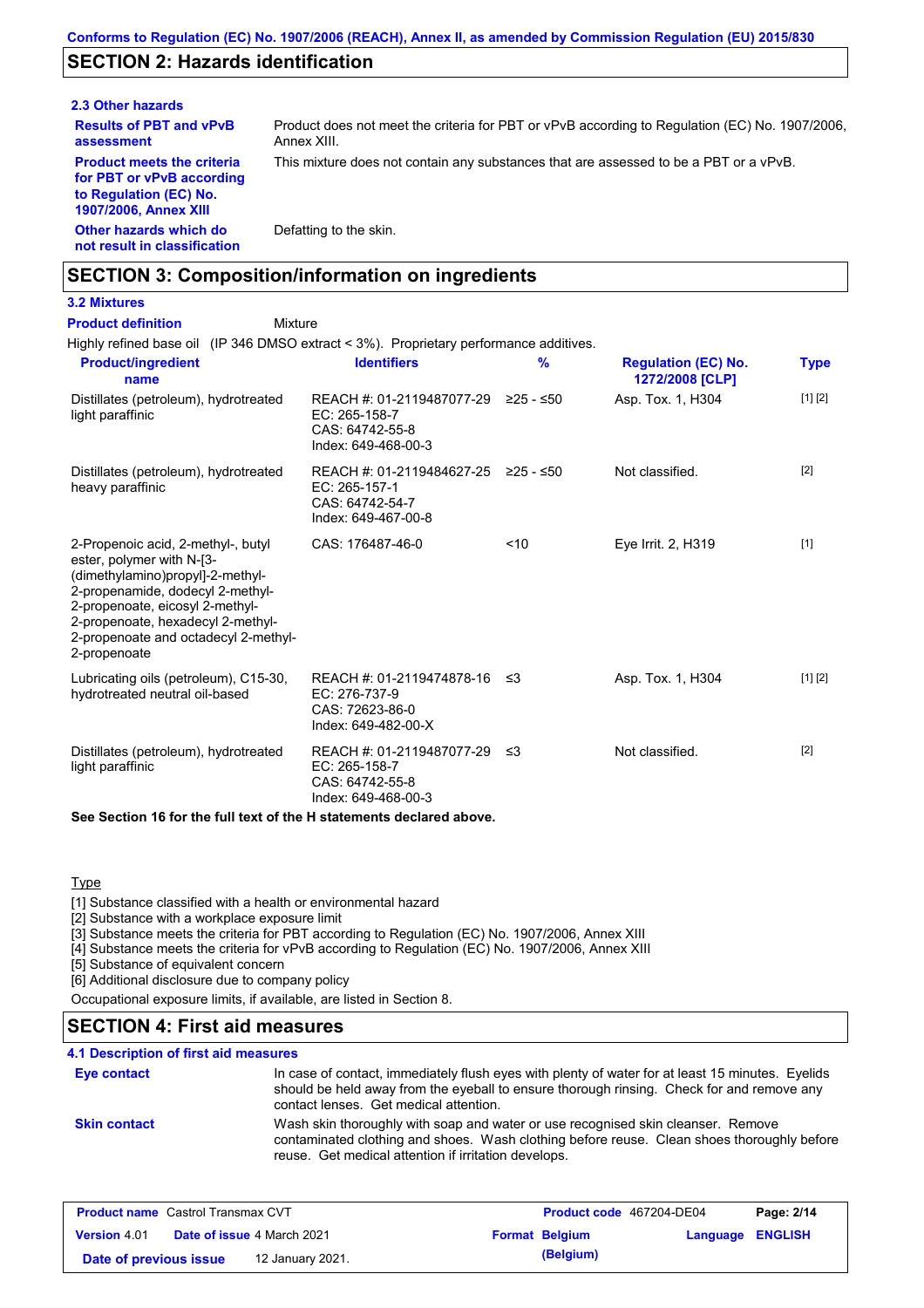## SECTION 2: Hazards identification

### 2.3 Other hazards

| | |
|---|---|
| **Results of PBT and vPvB assessment** | Product does not meet the criteria for PBT or vPvB according to Regulation (EC) No. 1907/2006, Annex XIII. |
| **Product meets the criteria for PBT or vPvB according to Regulation (EC) No. 1907/2006, Annex XIII** | This mixture does not contain any substances that are assessed to be a PBT or a vPvB. |
| **Other hazards which do not result in classification** | Defatting to the skin. |

## SECTION 3: Composition/information on ingredients

### 3.2 Mixtures

**Product definition** Mixture

Highly refined base oil (IP 346 DMSO extract < 3%). Proprietary performance additives.

| Product/ingredient name | Identifiers | % | Regulation (EC) No. 1272/2008 [CLP] | Type |
|---|---|---|---|---|
| Distillates (petroleum), hydrotreated light paraffinic | REACH #: 01-2119487077-29<br>EC: 265-158-7<br>CAS: 64742-55-8<br>Index: 649-468-00-3 | ≥25 - ≤50 | Asp. Tox. 1, H304 | [1] [2] |
| Distillates (petroleum), hydrotreated heavy paraffinic | REACH #: 01-2119484627-25<br>EC: 265-157-1<br>CAS: 64742-54-7<br>Index: 649-467-00-8 | ≥25 - ≤50 | Not classified. | [2] |
| 2-Propenoic acid, 2-methyl-, butyl ester, polymer with N-[3-(dimethylamino)propyl]-2-methyl-2-propenamide, dodecyl 2-methyl-2-propenoate, eicosyl 2-methyl-2-propenoate, hexadecyl 2-methyl-2-propenoate and octadecyl 2-methyl-2-propenoate | CAS: 176487-46-0 | <10 | Eye Irrit. 2, H319 | [1] |
| Lubricating oils (petroleum), C15-30, hydrotreated neutral oil-based | REACH #: 01-2119474878-16<br>EC: 276-737-9<br>CAS: 72623-86-0<br>Index: 649-482-00-X | ≤3 | Asp. Tox. 1, H304 | [1] [2] |
| Distillates (petroleum), hydrotreated light paraffinic | REACH #: 01-2119487077-29<br>EC: 265-158-7<br>CAS: 64742-55-8<br>Index: 649-468-00-3 | ≤3 | Not classified. | [2] |

**See Section 16 for the full text of the H statements declared above.**

Type

[1] Substance classified with a health or environmental hazard
[2] Substance with a workplace exposure limit
[3] Substance meets the criteria for PBT according to Regulation (EC) No. 1907/2006, Annex XIII
[4] Substance meets the criteria for vPvB according to Regulation (EC) No. 1907/2006, Annex XIII
[5] Substance of equivalent concern
[6] Additional disclosure due to company policy

Occupational exposure limits, if available, are listed in Section 8.

## SECTION 4: First aid measures

### 4.1 Description of first aid measures

| | |
|---|---|
| **Eye contact** | In case of contact, immediately flush eyes with plenty of water for at least 15 minutes. Eyelids should be held away from the eyeball to ensure thorough rinsing. Check for and remove any contact lenses. Get medical attention. |
| **Skin contact** | Wash skin thoroughly with soap and water or use recognised skin cleanser. Remove contaminated clothing and shoes. Wash clothing before reuse. Clean shoes thoroughly before reuse. Get medical attention if irritation develops. |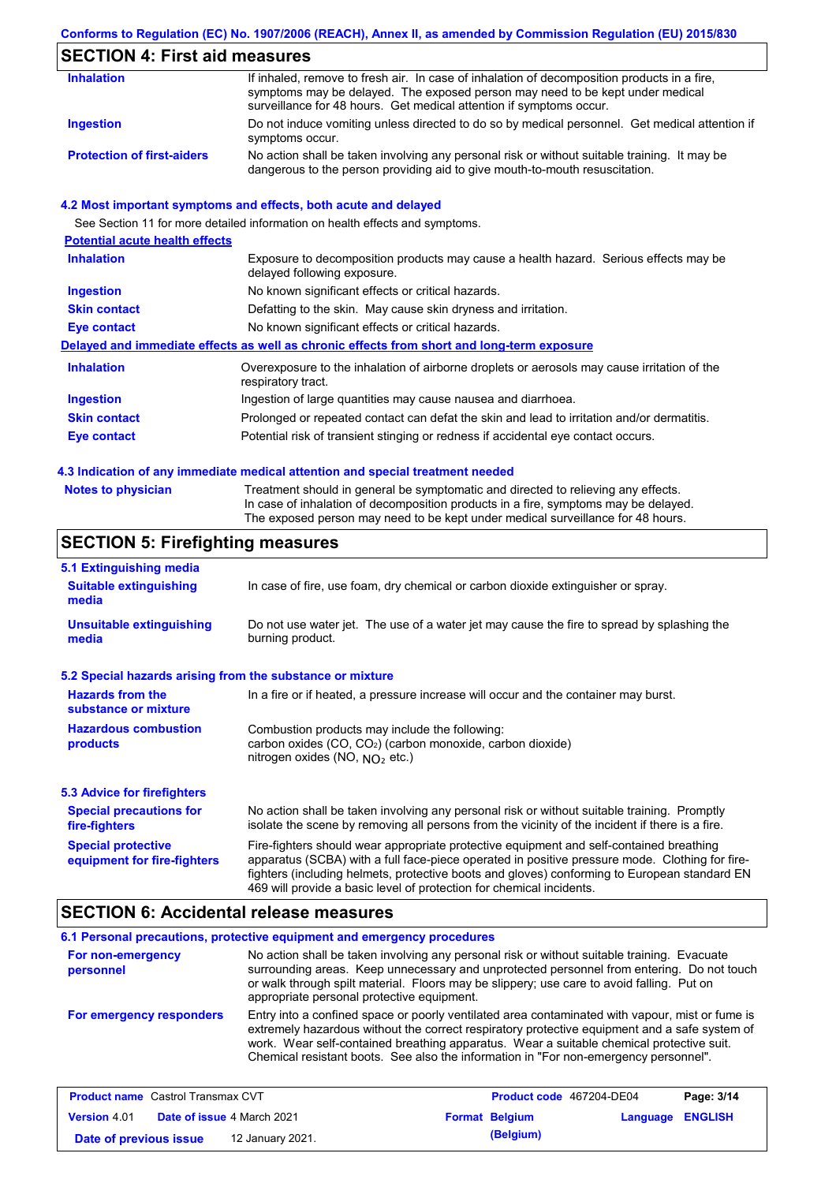## SECTION 4: First aid measures

| | |
|---|---|
| **Inhalation** | If inhaled, remove to fresh air. In case of inhalation of decomposition products in a fire, symptoms may be delayed. The exposed person may need to be kept under medical surveillance for 48 hours. Get medical attention if symptoms occur. |
| **Ingestion** | Do not induce vomiting unless directed to do so by medical personnel. Get medical attention if symptoms occur. |
| **Protection of first-aiders** | No action shall be taken involving any personal risk or without suitable training. It may be dangerous to the person providing aid to give mouth-to-mouth resuscitation. |

### 4.2 Most important symptoms and effects, both acute and delayed

See Section 11 for more detailed information on health effects and symptoms.

**Potential acute health effects**

| | |
|---|---|
| **Inhalation** | Exposure to decomposition products may cause a health hazard. Serious effects may be delayed following exposure. |
| **Ingestion** | No known significant effects or critical hazards. |
| **Skin contact** | Defatting to the skin. May cause skin dryness and irritation. |
| **Eye contact** | No known significant effects or critical hazards. |

**Delayed and immediate effects as well as chronic effects from short and long-term exposure**

| | |
|---|---|
| **Inhalation** | Overexposure to the inhalation of airborne droplets or aerosols may cause irritation of the respiratory tract. |
| **Ingestion** | Ingestion of large quantities may cause nausea and diarrhoea. |
| **Skin contact** | Prolonged or repeated contact can defat the skin and lead to irritation and/or dermatitis. |
| **Eye contact** | Potential risk of transient stinging or redness if accidental eye contact occurs. |

### 4.3 Indication of any immediate medical attention and special treatment needed

| | |
|---|---|
| **Notes to physician** | Treatment should in general be symptomatic and directed to relieving any effects. In case of inhalation of decomposition products in a fire, symptoms may be delayed. The exposed person may need to be kept under medical surveillance for 48 hours. |

## SECTION 5: Firefighting measures

### 5.1 Extinguishing media

| | |
|---|---|
| **Suitable extinguishing media** | In case of fire, use foam, dry chemical or carbon dioxide extinguisher or spray. |
| **Unsuitable extinguishing media** | Do not use water jet. The use of a water jet may cause the fire to spread by splashing the burning product. |

### 5.2 Special hazards arising from the substance or mixture

| | |
|---|---|
| **Hazards from the substance or mixture** | In a fire or if heated, a pressure increase will occur and the container may burst. |
| **Hazardous combustion products** | Combustion products may include the following: carbon oxides (CO, $CO_2$) (carbon monoxide, carbon dioxide) nitrogen oxides (NO, $NO_2$ etc.) |

### 5.3 Advice for firefighters

| | |
|---|---|
| **Special precautions for fire-fighters** | No action shall be taken involving any personal risk or without suitable training. Promptly isolate the scene by removing all persons from the vicinity of the incident if there is a fire. |
| **Special protective equipment for fire-fighters** | Fire-fighters should wear appropriate protective equipment and self-contained breathing apparatus (SCBA) with a full face-piece operated in positive pressure mode. Clothing for fire-fighters (including helmets, protective boots and gloves) conforming to European standard EN 469 will provide a basic level of protection for chemical incidents. |

## SECTION 6: Accidental release measures

### 6.1 Personal precautions, protective equipment and emergency procedures

| | |
|---|---|
| **For non-emergency personnel** | No action shall be taken involving any personal risk or without suitable training. Evacuate surrounding areas. Keep unnecessary and unprotected personnel from entering. Do not touch or walk through spilt material. Floors may be slippery; use care to avoid falling. Put on appropriate personal protective equipment. |
| **For emergency responders** | Entry into a confined space or poorly ventilated area contaminated with vapour, mist or fume is extremely hazardous without the correct respiratory protective equipment and a safe system of work. Wear self-contained breathing apparatus. Wear a suitable chemical protective suit. Chemical resistant boots. See also the information in "For non-emergency personnel". |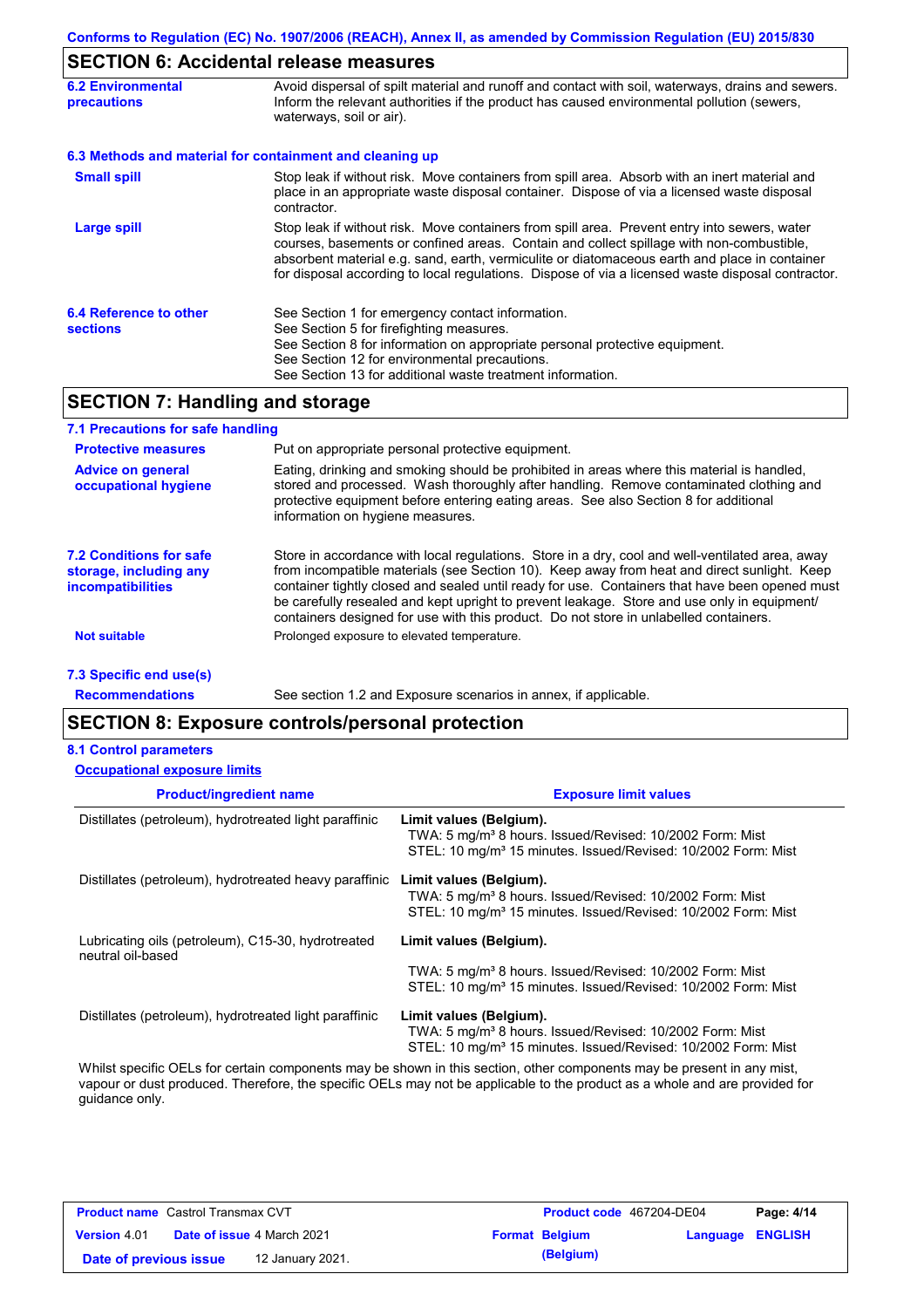## SECTION 6: Accidental release measures

**6.2 Environmental precautions**

Avoid dispersal of spilt material and runoff and contact with soil, waterways, drains and sewers. Inform the relevant authorities if the product has caused environmental pollution (sewers, waterways, soil or air).

**6.3 Methods and material for containment and cleaning up**

**Small spill**

Stop leak if without risk. Move containers from spill area. Absorb with an inert material and place in an appropriate waste disposal container. Dispose of via a licensed waste disposal contractor.

**Large spill**

Stop leak if without risk. Move containers from spill area. Prevent entry into sewers, water courses, basements or confined areas. Contain and collect spillage with non-combustible, absorbent material e.g. sand, earth, vermiculite or diatomaceous earth and place in container for disposal according to local regulations. Dispose of via a licensed waste disposal contractor.

**6.4 Reference to other sections**

See Section 1 for emergency contact information.
See Section 5 for firefighting measures.
See Section 8 for information on appropriate personal protective equipment.
See Section 12 for environmental precautions.
See Section 13 for additional waste treatment information.

## SECTION 7: Handling and storage

**7.1 Precautions for safe handling**

**Protective measures**

Put on appropriate personal protective equipment.

**Advice on general occupational hygiene**

Eating, drinking and smoking should be prohibited in areas where this material is handled, stored and processed. Wash thoroughly after handling. Remove contaminated clothing and protective equipment before entering eating areas. See also Section 8 for additional information on hygiene measures.

**7.2 Conditions for safe storage, including any incompatibilities**

Store in accordance with local regulations. Store in a dry, cool and well-ventilated area, away from incompatible materials (see Section 10). Keep away from heat and direct sunlight. Keep container tightly closed and sealed until ready for use. Containers that have been opened must be carefully resealed and kept upright to prevent leakage. Store and use only in equipment/ containers designed for use with this product. Do not store in unlabelled containers.

**Not suitable**

Prolonged exposure to elevated temperature.

**7.3 Specific end use(s)**

**Recommendations**

See section 1.2 and Exposure scenarios in annex, if applicable.

## SECTION 8: Exposure controls/personal protection

**8.1 Control parameters**

**Occupational exposure limits**

| Product/ingredient name | Exposure limit values |
|---|---|
| Distillates (petroleum), hydrotreated light paraffinic | **Limit values (Belgium).**<br>TWA: 5 mg/m³ 8 hours. Issued/Revised: 10/2002 Form: Mist<br>STEL: 10 mg/m³ 15 minutes. Issued/Revised: 10/2002 Form: Mist |
| Distillates (petroleum), hydrotreated heavy paraffinic | **Limit values (Belgium).**<br>TWA: 5 mg/m³ 8 hours. Issued/Revised: 10/2002 Form: Mist<br>STEL: 10 mg/m³ 15 minutes. Issued/Revised: 10/2002 Form: Mist |
| Lubricating oils (petroleum), C15-30, hydrotreated neutral oil-based | **Limit values (Belgium).**<br>TWA: 5 mg/m³ 8 hours. Issued/Revised: 10/2002 Form: Mist<br>STEL: 10 mg/m³ 15 minutes. Issued/Revised: 10/2002 Form: Mist |
| Distillates (petroleum), hydrotreated light paraffinic | **Limit values (Belgium).**<br>TWA: 5 mg/m³ 8 hours. Issued/Revised: 10/2002 Form: Mist<br>STEL: 10 mg/m³ 15 minutes. Issued/Revised: 10/2002 Form: Mist |

Whilst specific OELs for certain components may be shown in this section, other components may be present in any mist, vapour or dust produced. Therefore, the specific OELs may not be applicable to the product as a whole and are provided for guidance only.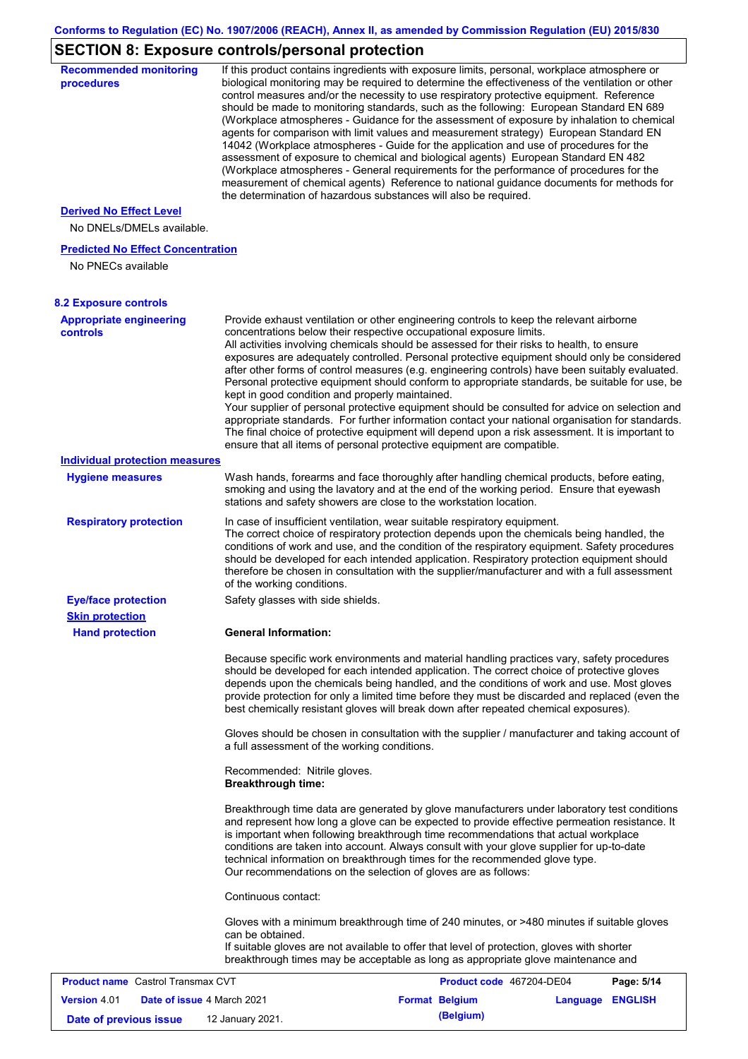## SECTION 8: Exposure controls/personal protection

**Recommended monitoring procedures**

If this product contains ingredients with exposure limits, personal, workplace atmosphere or biological monitoring may be required to determine the effectiveness of the ventilation or other control measures and/or the necessity to use respiratory protective equipment. Reference should be made to monitoring standards, such as the following: European Standard EN 689 (Workplace atmospheres - Guidance for the assessment of exposure by inhalation to chemical agents for comparison with limit values and measurement strategy) European Standard EN 14042 (Workplace atmospheres - Guide for the application and use of procedures for the assessment of exposure to chemical and biological agents) European Standard EN 482 (Workplace atmospheres - General requirements for the performance of procedures for the measurement of chemical agents) Reference to national guidance documents for methods for the determination of hazardous substances will also be required.

**Derived No Effect Level**

No DNELs/DMELs available.

**Predicted No Effect Concentration**

No PNECs available

### 8.2 Exposure controls

**Appropriate engineering controls**

Provide exhaust ventilation or other engineering controls to keep the relevant airborne concentrations below their respective occupational exposure limits.
All activities involving chemicals should be assessed for their risks to health, to ensure exposures are adequately controlled. Personal protective equipment should only be considered after other forms of control measures (e.g. engineering controls) have been suitably evaluated. Personal protective equipment should conform to appropriate standards, be suitable for use, be kept in good condition and properly maintained.
Your supplier of personal protective equipment should be consulted for advice on selection and appropriate standards. For further information contact your national organisation for standards. The final choice of protective equipment will depend upon a risk assessment. It is important to ensure that all items of personal protective equipment are compatible.

**Individual protection measures**

**Hygiene measures**

Wash hands, forearms and face thoroughly after handling chemical products, before eating, smoking and using the lavatory and at the end of the working period. Ensure that eyewash stations and safety showers are close to the workstation location.

**Respiratory protection**

In case of insufficient ventilation, wear suitable respiratory equipment.
The correct choice of respiratory protection depends upon the chemicals being handled, the conditions of work and use, and the condition of the respiratory equipment. Safety procedures should be developed for each intended application. Respiratory protection equipment should therefore be chosen in consultation with the supplier/manufacturer and with a full assessment of the working conditions.

**Eye/face protection**

Safety glasses with side shields.

**Skin protection**

**Hand protection**

**General Information:**

Because specific work environments and material handling practices vary, safety procedures should be developed for each intended application. The correct choice of protective gloves depends upon the chemicals being handled, and the conditions of work and use. Most gloves provide protection for only a limited time before they must be discarded and replaced (even the best chemically resistant gloves will break down after repeated chemical exposures).

Gloves should be chosen in consultation with the supplier / manufacturer and taking account of a full assessment of the working conditions.

Recommended: Nitrile gloves.
**Breakthrough time:**

Breakthrough time data are generated by glove manufacturers under laboratory test conditions and represent how long a glove can be expected to provide effective permeation resistance. It is important when following breakthrough time recommendations that actual workplace conditions are taken into account. Always consult with your glove supplier for up-to-date technical information on breakthrough times for the recommended glove type.
Our recommendations on the selection of gloves are as follows:

Continuous contact:

Gloves with a minimum breakthrough time of 240 minutes, or >480 minutes if suitable gloves can be obtained.
If suitable gloves are not available to offer that level of protection, gloves with shorter breakthrough times may be acceptable as long as appropriate glove maintenance and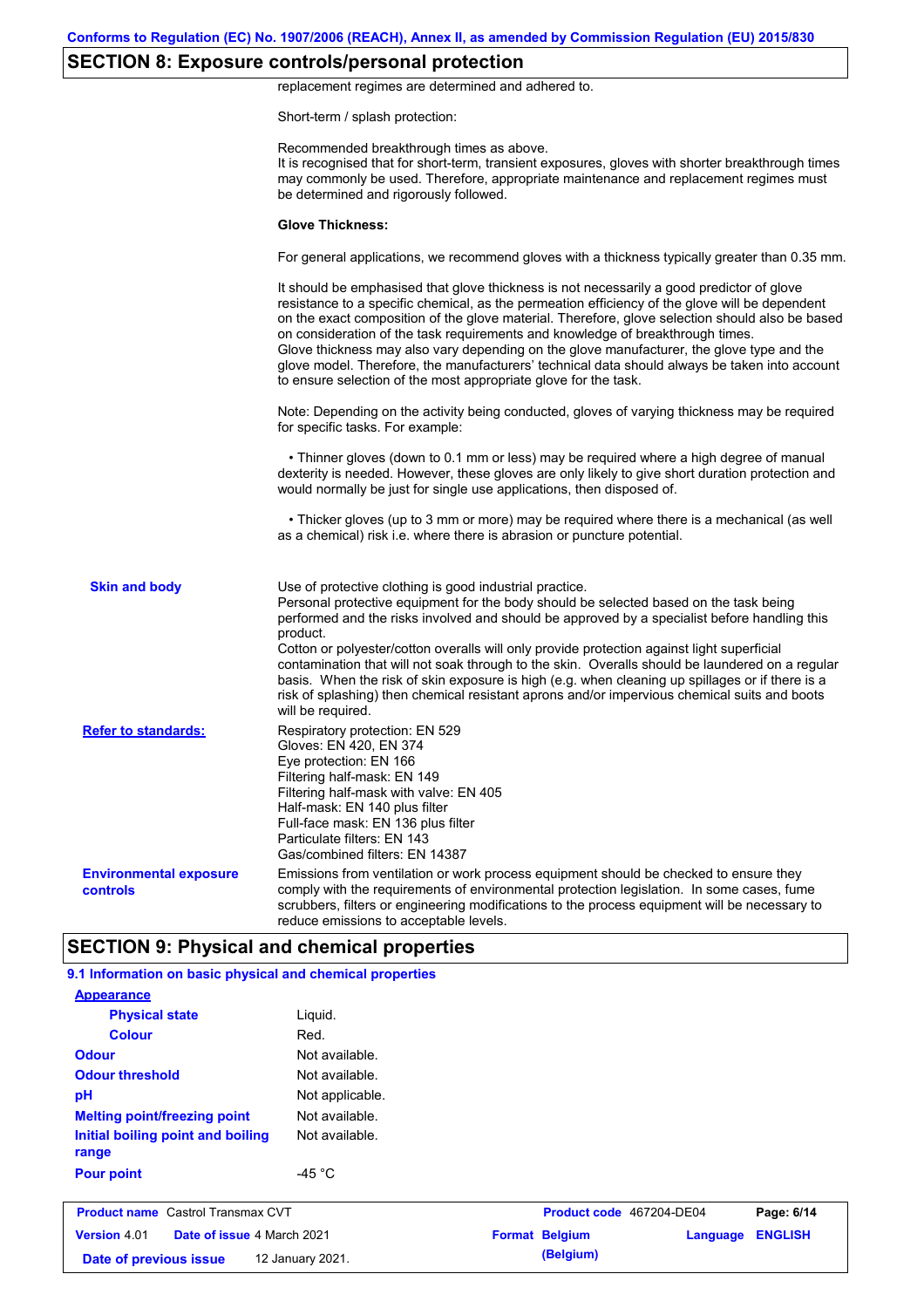## SECTION 8: Exposure controls/personal protection

replacement regimes are determined and adhered to.

Short-term / splash protection:

Recommended breakthrough times as above.
It is recognised that for short-term, transient exposures, gloves with shorter breakthrough times may commonly be used. Therefore, appropriate maintenance and replacement regimes must be determined and rigorously followed.

**Glove Thickness:**

For general applications, we recommend gloves with a thickness typically greater than 0.35 mm.

It should be emphasised that glove thickness is not necessarily a good predictor of glove resistance to a specific chemical, as the permeation efficiency of the glove will be dependent on the exact composition of the glove material. Therefore, glove selection should also be based on consideration of the task requirements and knowledge of breakthrough times.
Glove thickness may also vary depending on the glove manufacturer, the glove type and the glove model. Therefore, the manufacturers' technical data should always be taken into account to ensure selection of the most appropriate glove for the task.

Note: Depending on the activity being conducted, gloves of varying thickness may be required for specific tasks. For example:

• Thinner gloves (down to 0.1 mm or less) may be required where a high degree of manual dexterity is needed. However, these gloves are only likely to give short duration protection and would normally be just for single use applications, then disposed of.

• Thicker gloves (up to 3 mm or more) may be required where there is a mechanical (as well as a chemical) risk i.e. where there is abrasion or puncture potential.

**Skin and body**

Use of protective clothing is good industrial practice.
Personal protective equipment for the body should be selected based on the task being performed and the risks involved and should be approved by a specialist before handling this product.
Cotton or polyester/cotton overalls will only provide protection against light superficial contamination that will not soak through to the skin. Overalls should be laundered on a regular basis. When the risk of skin exposure is high (e.g. when cleaning up spillages or if there is a risk of splashing) then chemical resistant aprons and/or impervious chemical suits and boots will be required.

**Refer to standards:**

Respiratory protection: EN 529
Gloves: EN 420, EN 374
Eye protection: EN 166
Filtering half-mask: EN 149
Filtering half-mask with valve: EN 405
Half-mask: EN 140 plus filter
Full-face mask: EN 136 plus filter
Particulate filters: EN 143
Gas/combined filters: EN 14387

**Environmental exposure controls**

Emissions from ventilation or work process equipment should be checked to ensure they comply with the requirements of environmental protection legislation. In some cases, fume scrubbers, filters or engineering modifications to the process equipment will be necessary to reduce emissions to acceptable levels.

## SECTION 9: Physical and chemical properties

### 9.1 Information on basic physical and chemical properties

| Property | Value |
|---|---|
| **Appearance** | |
| Physical state | Liquid. |
| Colour | Red. |
| Odour | Not available. |
| Odour threshold | Not available. |
| pH | Not applicable. |
| Melting point/freezing point | Not available. |
| Initial boiling point and boiling range | Not available. |
| Pour point | -45 °C |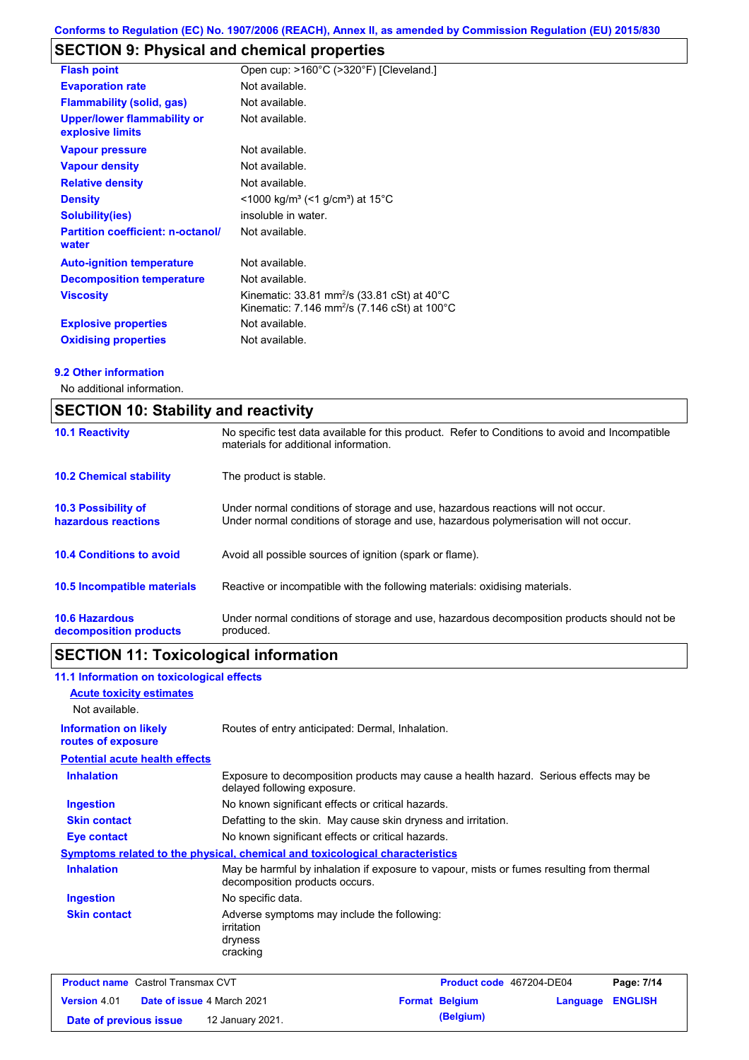## SECTION 9: Physical and chemical properties

| | |
|---|---|
| **Flash point** | Open cup: >160°C (>320°F) [Cleveland.] |
| **Evaporation rate** | Not available. |
| **Flammability (solid, gas)** | Not available. |
| **Upper/lower flammability or explosive limits** | Not available. |
| **Vapour pressure** | Not available. |
| **Vapour density** | Not available. |
| **Relative density** | Not available. |
| **Density** | <1000 kg/m³ (<1 g/cm³) at 15°C |
| **Solubility(ies)** | insoluble in water. |
| **Partition coefficient: n-octanol/ water** | Not available. |
| **Auto-ignition temperature** | Not available. |
| **Decomposition temperature** | Not available. |
| **Viscosity** | Kinematic: 33.81 mm²/s (33.81 cSt) at 40°C<br>Kinematic: 7.146 mm²/s (7.146 cSt) at 100°C |
| **Explosive properties** | Not available. |
| **Oxidising properties** | Not available. |

### 9.2 Other information

No additional information.

## SECTION 10: Stability and reactivity

| | |
|---|---|
| **10.1 Reactivity** | No specific test data available for this product. Refer to Conditions to avoid and Incompatible materials for additional information. |
| **10.2 Chemical stability** | The product is stable. |
| **10.3 Possibility of hazardous reactions** | Under normal conditions of storage and use, hazardous reactions will not occur.<br>Under normal conditions of storage and use, hazardous polymerisation will not occur. |
| **10.4 Conditions to avoid** | Avoid all possible sources of ignition (spark or flame). |
| **10.5 Incompatible materials** | Reactive or incompatible with the following materials: oxidising materials. |
| **10.6 Hazardous decomposition products** | Under normal conditions of storage and use, hazardous decomposition products should not be produced. |

## SECTION 11: Toxicological information

### 11.1 Information on toxicological effects

**Acute toxicity estimates**

Not available.

**Information on likely routes of exposure**: Routes of entry anticipated: Dermal, Inhalation.

**Potential acute health effects**

| | |
|---|---|
| **Inhalation** | Exposure to decomposition products may cause a health hazard. Serious effects may be delayed following exposure. |
| **Ingestion** | No known significant effects or critical hazards. |
| **Skin contact** | Defatting to the skin. May cause skin dryness and irritation. |
| **Eye contact** | No known significant effects or critical hazards. |

**Symptoms related to the physical, chemical and toxicological characteristics**

| | |
|---|---|
| **Inhalation** | May be harmful by inhalation if exposure to vapour, mists or fumes resulting from thermal decomposition products occurs. |
| **Ingestion** | No specific data. |
| **Skin contact** | Adverse symptoms may include the following:<br>irritation<br>dryness<br>cracking |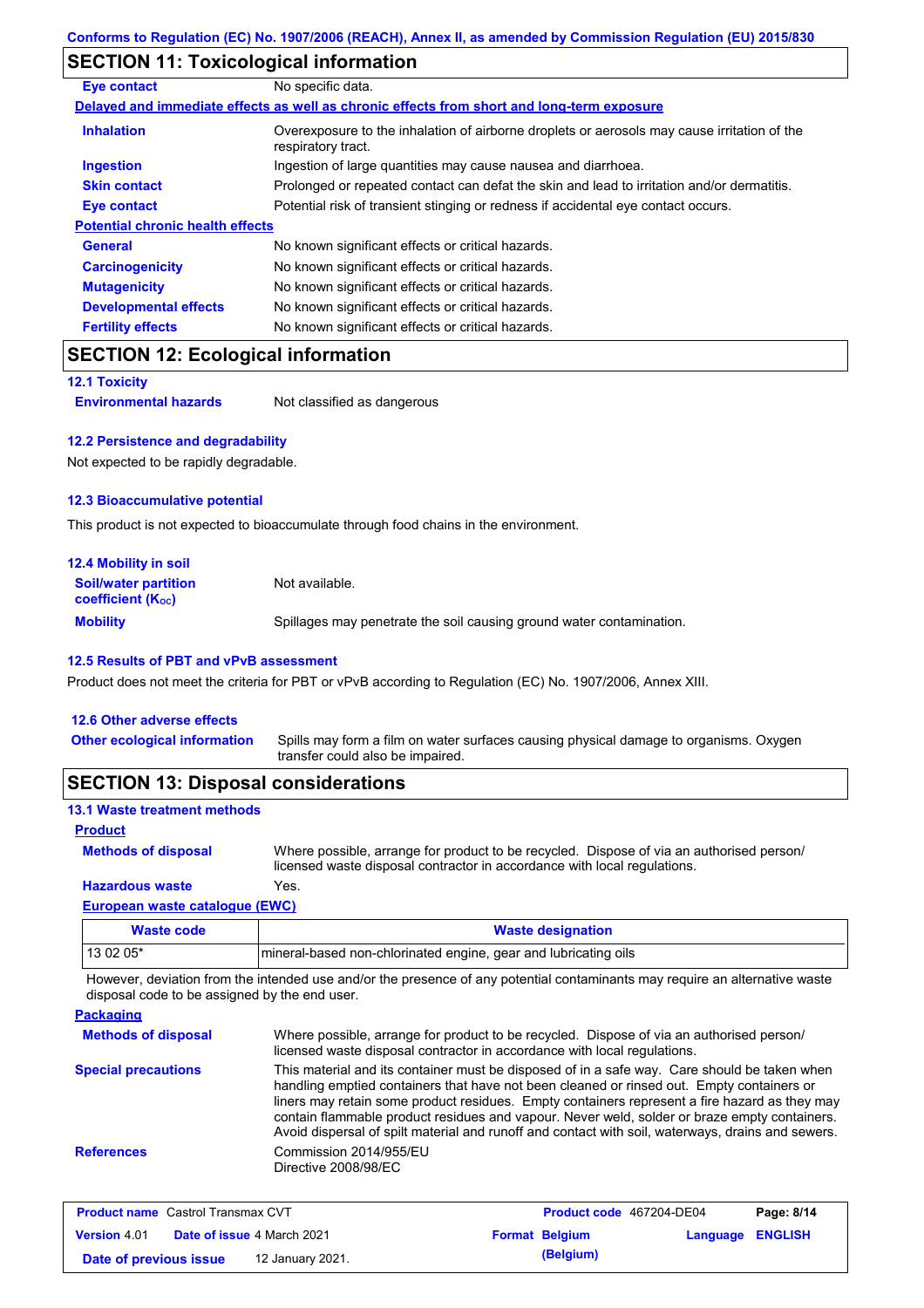## SECTION 11: Toxicological information

**Eye contact** No specific data.

**Delayed and immediate effects as well as chronic effects from short and long-term exposure**

| | |
|---|---|
| **Inhalation** | Overexposure to the inhalation of airborne droplets or aerosols may cause irritation of the respiratory tract. |
| **Ingestion** | Ingestion of large quantities may cause nausea and diarrhoea. |
| **Skin contact** | Prolonged or repeated contact can defat the skin and lead to irritation and/or dermatitis. |
| **Eye contact** | Potential risk of transient stinging or redness if accidental eye contact occurs. |

**Potential chronic health effects**

| | |
|---|---|
| **General** | No known significant effects or critical hazards. |
| **Carcinogenicity** | No known significant effects or critical hazards. |
| **Mutagenicity** | No known significant effects or critical hazards. |
| **Developmental effects** | No known significant effects or critical hazards. |
| **Fertility effects** | No known significant effects or critical hazards. |

## SECTION 12: Ecological information

### 12.1 Toxicity

**Environmental hazards** Not classified as dangerous

### 12.2 Persistence and degradability

Not expected to be rapidly degradable.

### 12.3 Bioaccumulative potential

This product is not expected to bioaccumulate through food chains in the environment.

### 12.4 Mobility in soil

| | |
|---|---|
| **Soil/water partition coefficient ($K_{OC}$)** | Not available. |
| **Mobility** | Spillages may penetrate the soil causing ground water contamination. |

### 12.5 Results of PBT and vPvB assessment

Product does not meet the criteria for PBT or vPvB according to Regulation (EC) No. 1907/2006, Annex XIII.

### 12.6 Other adverse effects

**Other ecological information** Spills may form a film on water surfaces causing physical damage to organisms. Oxygen transfer could also be impaired.

## SECTION 13: Disposal considerations

### 13.1 Waste treatment methods

**Product**

**Methods of disposal** Where possible, arrange for product to be recycled. Dispose of via an authorised person/ licensed waste disposal contractor in accordance with local regulations.

**Hazardous waste** Yes.

**European waste catalogue (EWC)**

| Waste code | Waste designation |
|---|---|
| 13 02 05* | mineral-based non-chlorinated engine, gear and lubricating oils |

However, deviation from the intended use and/or the presence of any potential contaminants may require an alternative waste disposal code to be assigned by the end user.

**Packaging**

**Methods of disposal** Where possible, arrange for product to be recycled. Dispose of via an authorised person/ licensed waste disposal contractor in accordance with local regulations.

**Special precautions** This material and its container must be disposed of in a safe way. Care should be taken when handling emptied containers that have not been cleaned or rinsed out. Empty containers or liners may retain some product residues. Empty containers represent a fire hazard as they may contain flammable product residues and vapour. Never weld, solder or braze empty containers. Avoid dispersal of spilt material and runoff and contact with soil, waterways, drains and sewers.

**References** Commission 2014/955/EU
Directive 2008/98/EC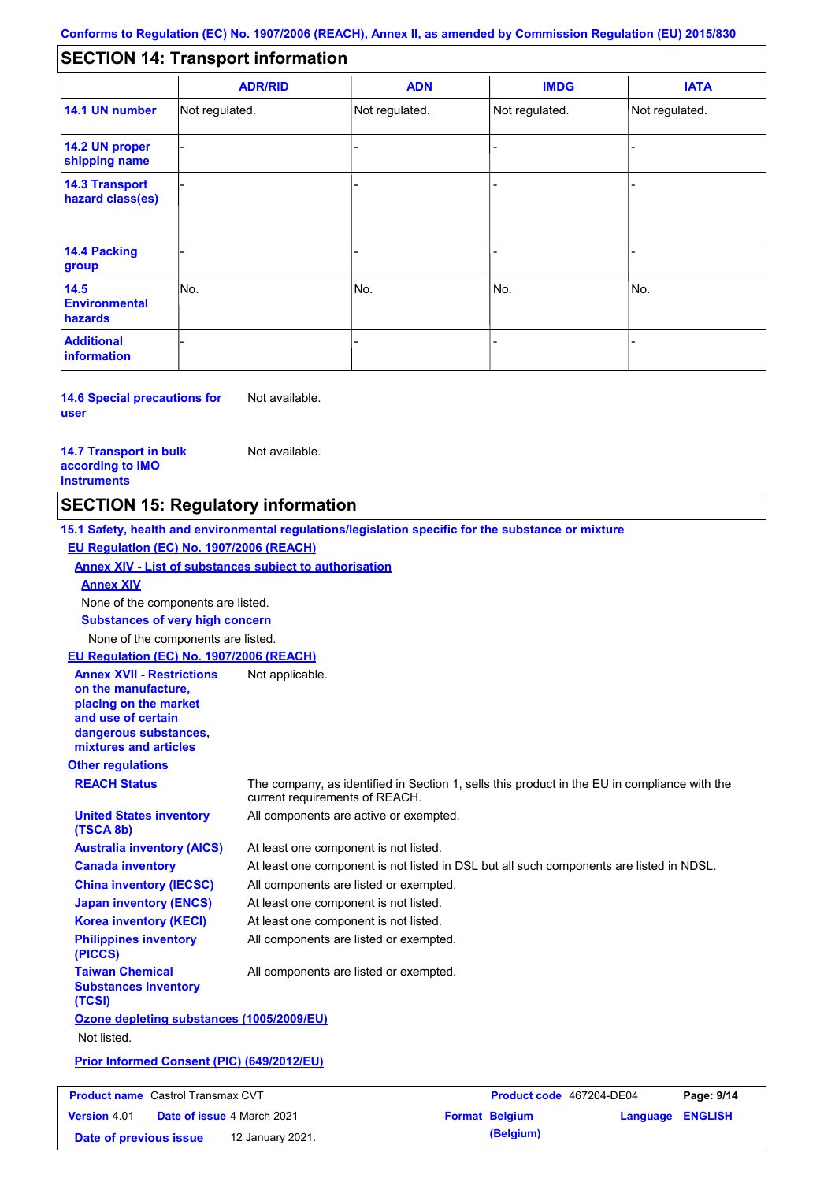Conforms to Regulation (EC) No. 1907/2006 (REACH), Annex II, as amended by Commission Regulation (EU) 2015/830

## SECTION 14: Transport information

| | ADR/RID | ADN | IMDG | IATA |
|---|---|---|---|---|
| **14.1 UN number** | Not regulated. | Not regulated. | Not regulated. | Not regulated. |
| **14.2 UN proper shipping name** | - | - | - | - |
| **14.3 Transport hazard class(es)** | - | - | - | - |
| **14.4 Packing group** | - | - | - | - |
| **14.5 Environmental hazards** | No. | No. | No. | No. |
| **Additional information** | - | - | - | - |

**14.6 Special precautions for user**: Not available.

**14.7 Transport in bulk according to IMO instruments**: Not available.

## SECTION 15: Regulatory information

**15.1 Safety, health and environmental regulations/legislation specific for the substance or mixture**

**EU Regulation (EC) No. 1907/2006 (REACH)**

**Annex XIV - List of substances subject to authorisation**

**Annex XIV**

None of the components are listed.

**Substances of very high concern**

None of the components are listed.

**EU Regulation (EC) No. 1907/2006 (REACH)**

**Annex XVII - Restrictions on the manufacture, placing on the market and use of certain dangerous substances, mixtures and articles**: Not applicable.

**Other regulations**

**REACH Status**: The company, as identified in Section 1, sells this product in the EU in compliance with the current requirements of REACH.

**United States inventory (TSCA 8b)**: All components are active or exempted.

**Australia inventory (AICS)**: At least one component is not listed.

**Canada inventory**: At least one component is not listed in DSL but all such components are listed in NDSL.

**China inventory (IECSC)**: All components are listed or exempted.

**Japan inventory (ENCS)**: At least one component is not listed.

**Korea inventory (KECI)**: At least one component is not listed.

**Philippines inventory (PICCS)**: All components are listed or exempted.

**Taiwan Chemical Substances Inventory (TCSI)**: All components are listed or exempted.

**Ozone depleting substances (1005/2009/EU)**

Not listed.

**Prior Informed Consent (PIC) (649/2012/EU)**

| **Product name** Castrol Transmax CVT | **Product code** 467204-DE04 | |
|---|---|---|
| **Version** 4.01 **Date of issue** 4 March 2021 | **Format** Belgium (Belgium) | **Language** ENGLISH |
| **Date of previous issue** 12 January 2021. | | |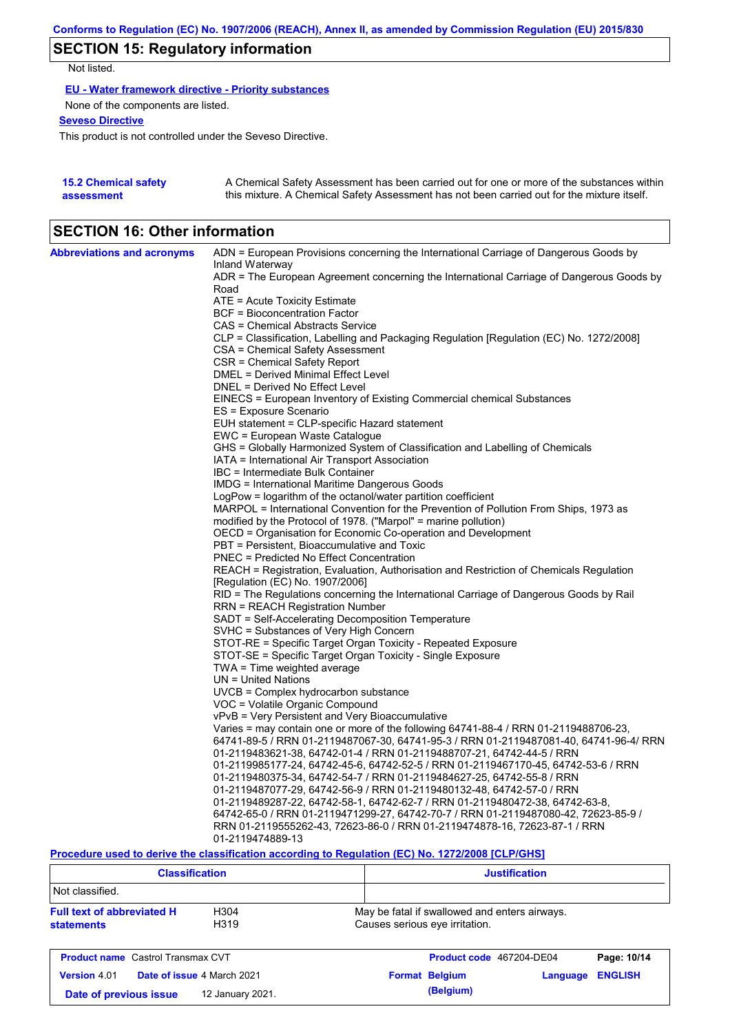## SECTION 15: Regulatory information

Not listed.

**EU - Water framework directive - Priority substances**

None of the components are listed.

**Seveso Directive**

This product is not controlled under the Seveso Directive.

**15.2 Chemical safety assessment**

A Chemical Safety Assessment has been carried out for one or more of the substances within this mixture. A Chemical Safety Assessment has not been carried out for the mixture itself.

## SECTION 16: Other information

**Abbreviations and acronyms**

ADN = European Provisions concerning the International Carriage of Dangerous Goods by Inland Waterway
ADR = The European Agreement concerning the International Carriage of Dangerous Goods by Road
ATE = Acute Toxicity Estimate
BCF = Bioconcentration Factor
CAS = Chemical Abstracts Service
CLP = Classification, Labelling and Packaging Regulation [Regulation (EC) No. 1272/2008]
CSA = Chemical Safety Assessment
CSR = Chemical Safety Report
DMEL = Derived Minimal Effect Level
DNEL = Derived No Effect Level
EINECS = European Inventory of Existing Commercial chemical Substances
ES = Exposure Scenario
EUH statement = CLP-specific Hazard statement
EWC = European Waste Catalogue
GHS = Globally Harmonized System of Classification and Labelling of Chemicals
IATA = International Air Transport Association
IBC = Intermediate Bulk Container
IMDG = International Maritime Dangerous Goods
LogPow = logarithm of the octanol/water partition coefficient
MARPOL = International Convention for the Prevention of Pollution From Ships, 1973 as modified by the Protocol of 1978. ("Marpol" = marine pollution)
OECD = Organisation for Economic Co-operation and Development
PBT = Persistent, Bioaccumulative and Toxic
PNEC = Predicted No Effect Concentration
REACH = Registration, Evaluation, Authorisation and Restriction of Chemicals Regulation [Regulation (EC) No. 1907/2006]
RID = The Regulations concerning the International Carriage of Dangerous Goods by Rail
RRN = REACH Registration Number
SADT = Self-Accelerating Decomposition Temperature
SVHC = Substances of Very High Concern
STOT-RE = Specific Target Organ Toxicity - Repeated Exposure
STOT-SE = Specific Target Organ Toxicity - Single Exposure
TWA = Time weighted average
UN = United Nations
UVCB = Complex hydrocarbon substance
VOC = Volatile Organic Compound
vPvB = Very Persistent and Very Bioaccumulative
Varies = may contain one or more of the following 64741-88-4 / RRN 01-2119488706-23, 64741-89-5 / RRN 01-2119487067-30, 64741-95-3 / RRN 01-2119487081-40, 64741-96-4/ RRN 01-2119483621-38, 64742-01-4 / RRN 01-2119488707-21, 64742-44-5 / RRN 01-2119985177-24, 64742-45-6, 64742-52-5 / RRN 01-2119467170-45, 64742-53-6 / RRN 01-2119480375-34, 64742-54-7 / RRN 01-2119484627-25, 64742-55-8 / RRN 01-2119487077-29, 64742-56-9 / RRN 01-2119480132-48, 64742-57-0 / RRN 01-2119489287-22, 64742-58-1, 64742-62-7 / RRN 01-2119480472-38, 64742-63-8, 64742-65-0 / RRN 01-2119471299-27, 64742-70-7 / RRN 01-2119487080-42, 72623-85-9 / RRN 01-2119555262-43, 72623-86-0 / RRN 01-2119474878-16, 72623-87-1 / RRN 01-2119474889-13

**Procedure used to derive the classification according to Regulation (EC) No. 1272/2008 [CLP/GHS]**

| Classification | Justification |
|---|---|
| Not classified. | |

**Full text of abbreviated H statements**

| | |
|---|---|
| H304 | May be fatal if swallowed and enters airways. |
| H319 | Causes serious eye irritation. |

| | | | |
|---|---|---|---|
| **Product name** Castrol Transmax CVT | | **Product code** 467204-DE04 | |
| **Version** 4.01 | **Date of issue** 4 March 2021 | **Format** Belgium (Belgium) | **Language** ENGLISH |
| **Date of previous issue** | 12 January 2021. | | |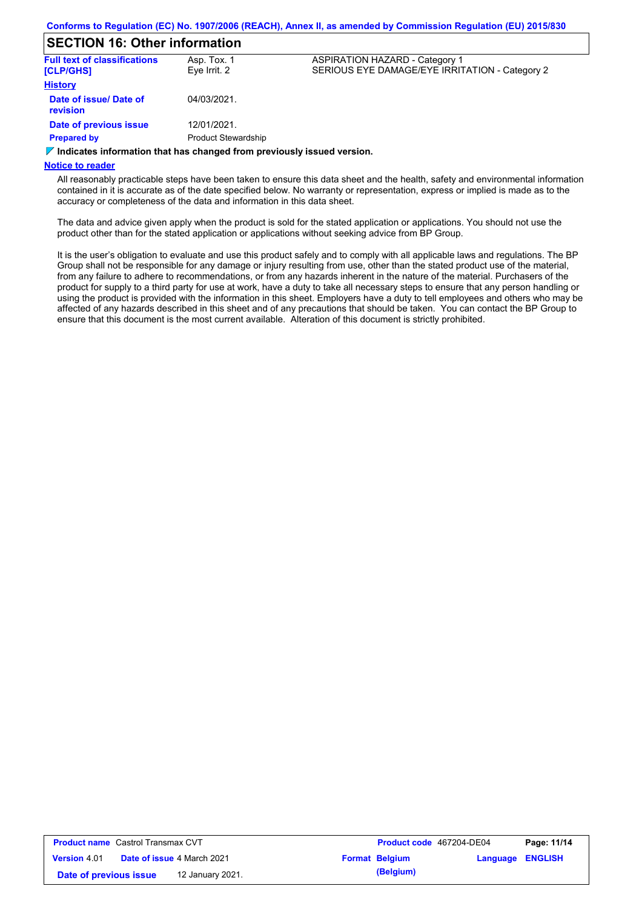## SECTION 16: Other information

| Full text of classifications [CLP/GHS] | Asp. Tox. 1 | ASPIRATION HAZARD - Category 1 |
|---|---|---|
| | Eye Irrit. 2 | SERIOUS EYE DAMAGE/EYE IRRITATION - Category 2 |

**History**

| | |
|---|---|
| **Date of issue/ Date of revision** | 04/03/2021. |
| **Date of previous issue** | 12/01/2021. |
| **Prepared by** | Product Stewardship |

**Indicates information that has changed from previously issued version.**

**Notice to reader**

All reasonably practicable steps have been taken to ensure this data sheet and the health, safety and environmental information contained in it is accurate as of the date specified below. No warranty or representation, express or implied is made as to the accuracy or completeness of the data and information in this data sheet.

The data and advice given apply when the product is sold for the stated application or applications. You should not use the product other than for the stated application or applications without seeking advice from BP Group.

It is the user's obligation to evaluate and use this product safely and to comply with all applicable laws and regulations. The BP Group shall not be responsible for any damage or injury resulting from use, other than the stated product use of the material, from any failure to adhere to recommendations, or from any hazards inherent in the nature of the material. Purchasers of the product for supply to a third party for use at work, have a duty to take all necessary steps to ensure that any person handling or using the product is provided with the information in this sheet. Employers have a duty to tell employees and others who may be affected of any hazards described in this sheet and of any precautions that should be taken. You can contact the BP Group to ensure that this document is the most current available. Alteration of this document is strictly prohibited.